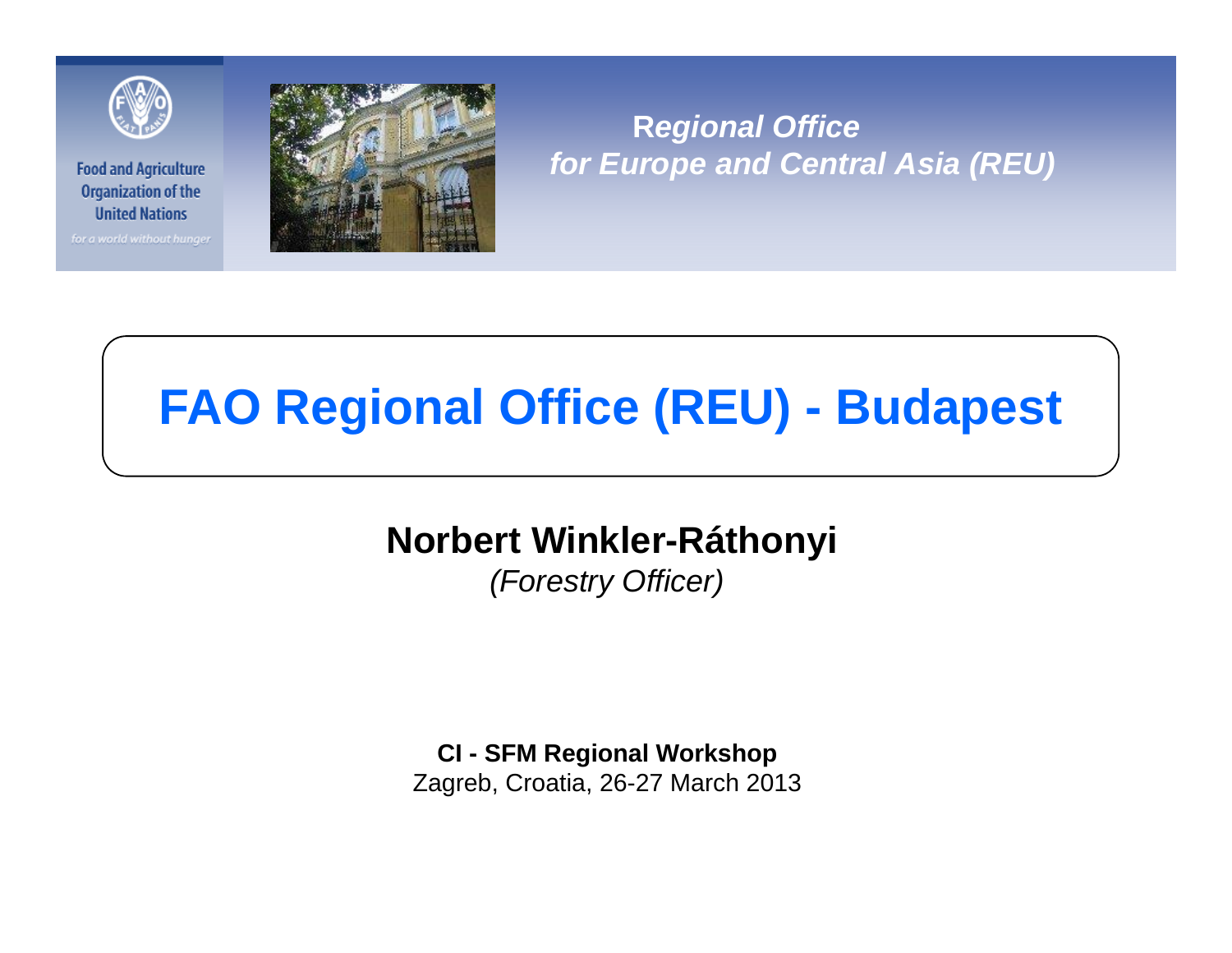Food and Agriculture Organization of the United Nations

*for a world without hunger*

***Regional Office for Europe and Central Asia (REU)***

# FAO Regional Office (REU) - Budapest

**Norbert Winkler-Ráthonyi**

*(Forestry Officer)*

**CI - SFM Regional Workshop**

Zagreb, Croatia, 26-27 March 2013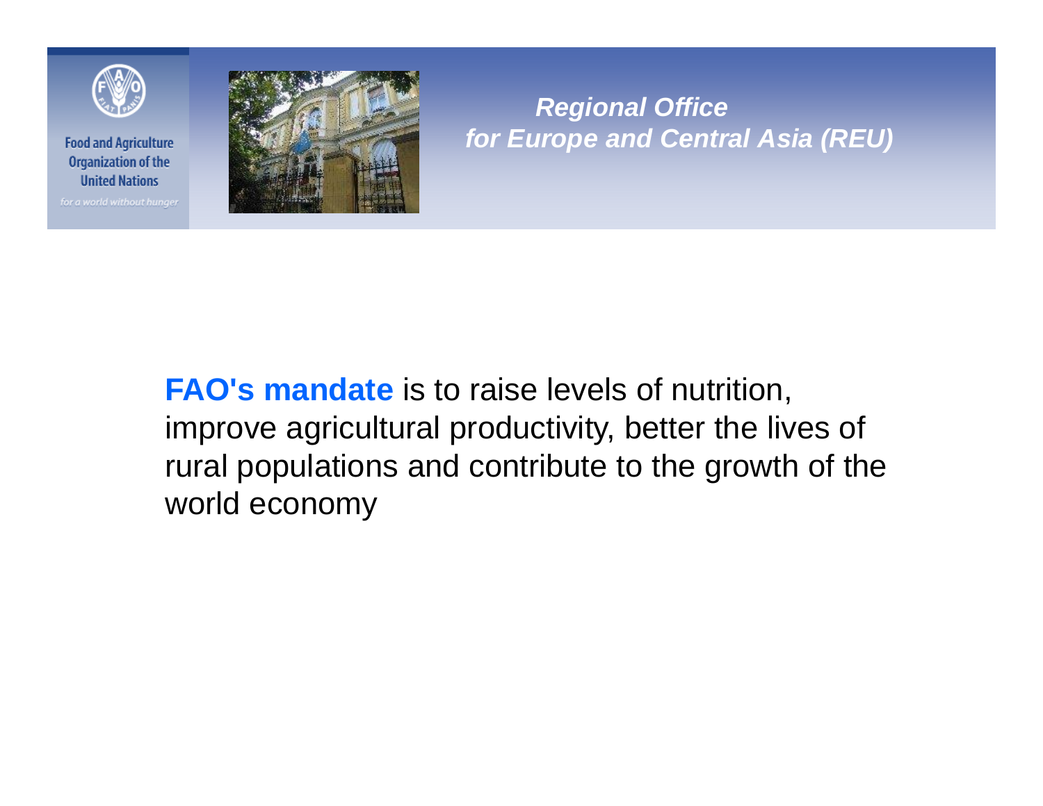Food and Agriculture Organization of the United Nations

*for a world without hunger*

***Regional Office for Europe and Central Asia (REU)***

**FAO's mandate** is to raise levels of nutrition, improve agricultural productivity, better the lives of rural populations and contribute to the growth of the world economy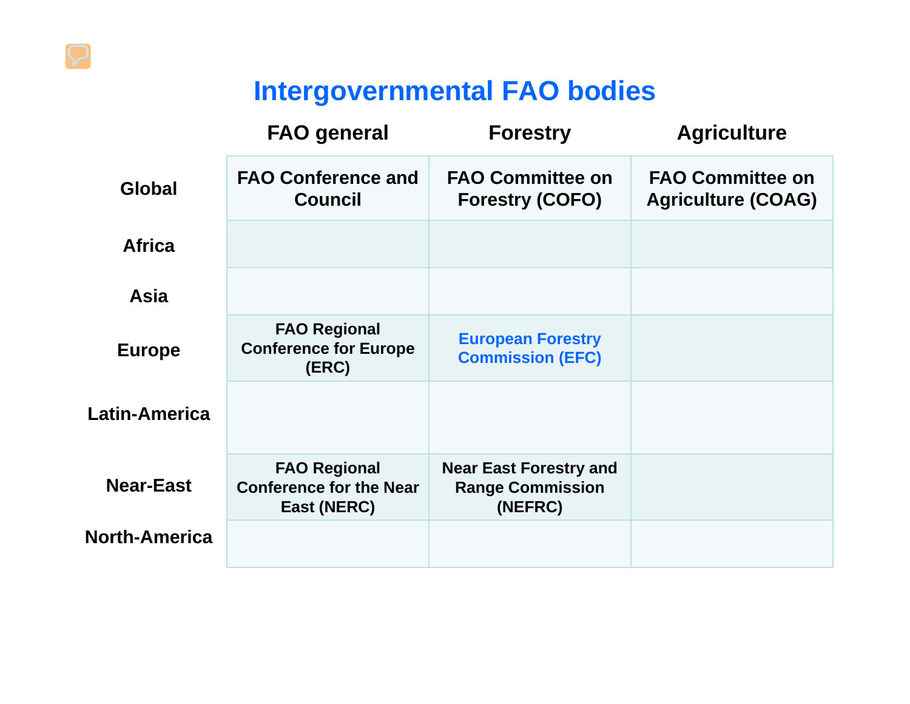# Intergovernmental FAO bodies

| | FAO general | Forestry | Agriculture |
|---|---|---|---|
| **Global** | FAO Conference and Council | FAO Committee on Forestry (COFO) | FAO Committee on Agriculture (COAG) |
| **Africa** | | | |
| **Asia** | | | |
| **Europe** | FAO Regional Conference for Europe (ERC) | European Forestry Commission (EFC) | |
| **Latin-America** | | | |
| **Near-East** | FAO Regional Conference for the Near East (NERC) | Near East Forestry and Range Commission (NEFRC) | |
| **North-America** | | | |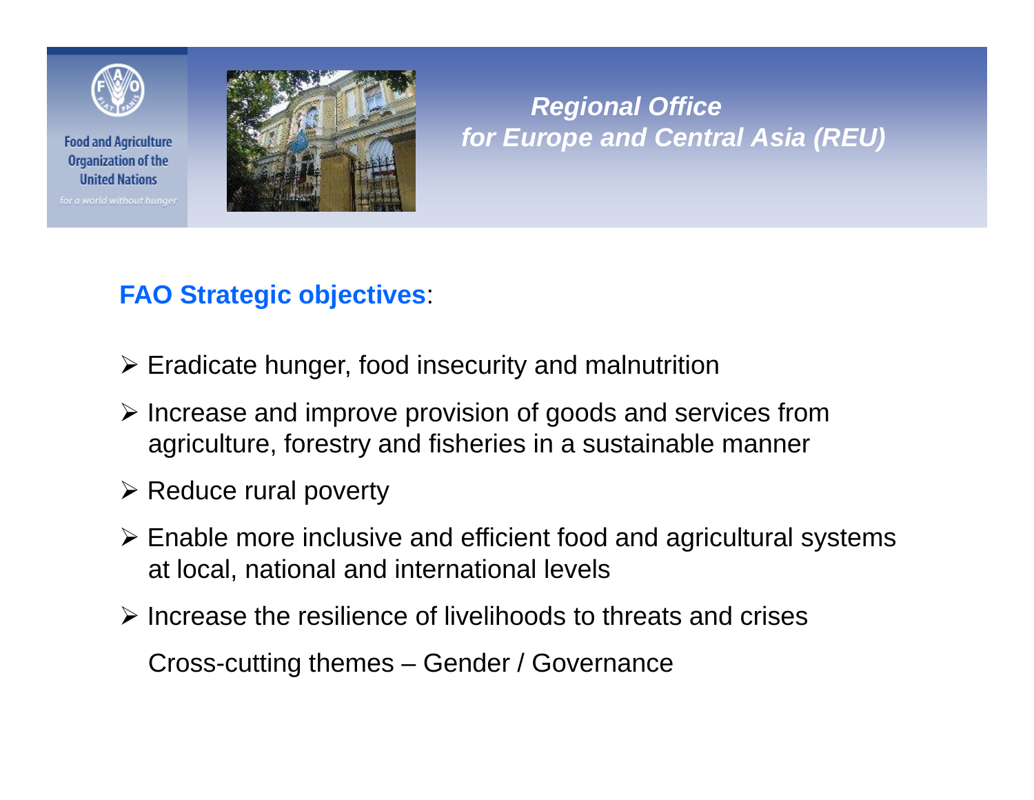*Regional Office for Europe and Central Asia (REU)*

## FAO Strategic objectives:

- Eradicate hunger, food insecurity and malnutrition
- Increase and improve provision of goods and services from agriculture, forestry and fisheries in a sustainable manner
- Reduce rural poverty
- Enable more inclusive and efficient food and agricultural systems at local, national and international levels
- Increase the resilience of livelihoods to threats and crises

Cross-cutting themes – Gender / Governance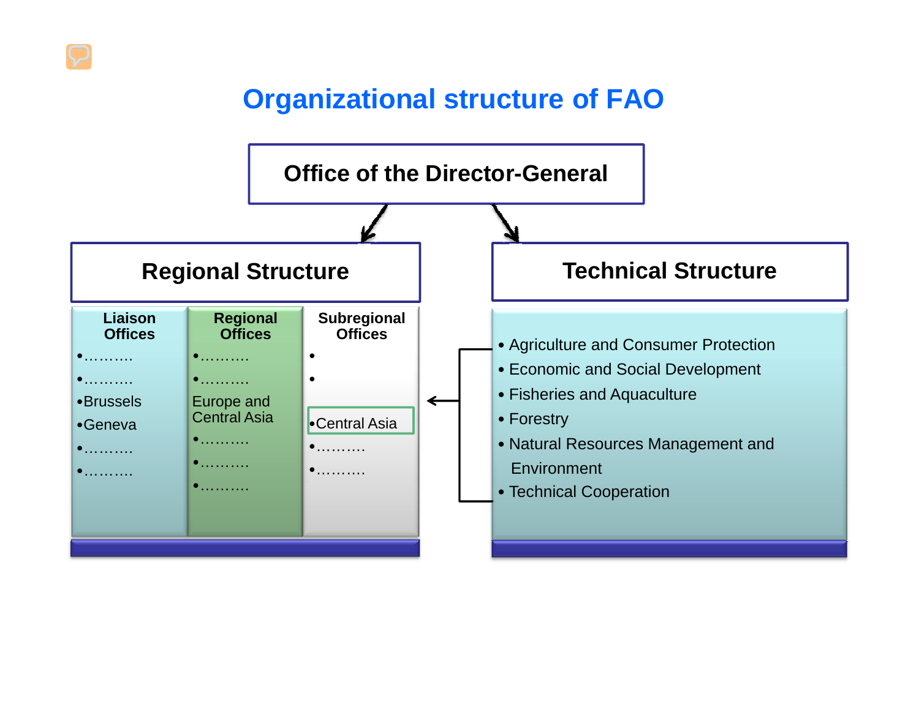# Organizational structure of FAO

**Office of the Director-General**

## Regional Structure

| Liaison Offices | Regional Offices | Subregional Offices |
|---|---|---|
| •………. | •………. | • |
| •………. | •………. | • |
| •Brussels | Europe and Central Asia | •Central Asia |
| •Geneva | •………. | •………. |
| •………. | •………. | •………. |
| •………. | •………. | |

## Technical Structure

- Agriculture and Consumer Protection
- Economic and Social Development
- Fisheries and Aquaculture
- Forestry
- Natural Resources Management and Environment
- Technical Cooperation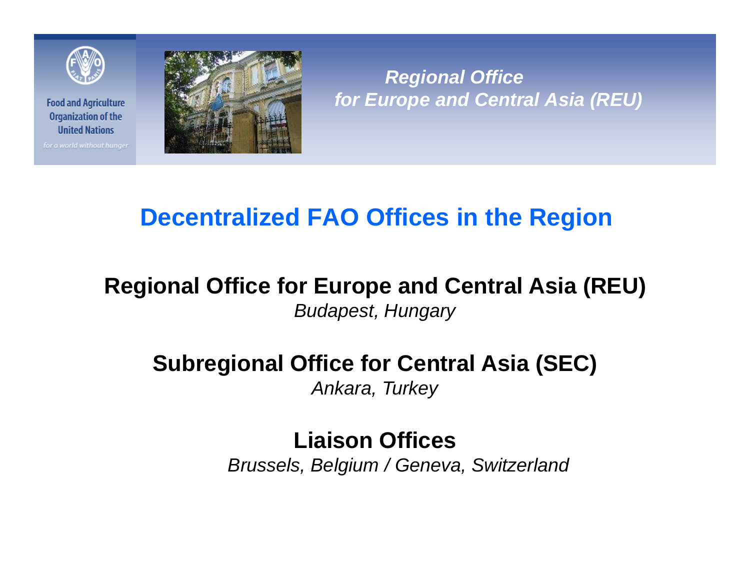Food and Agriculture Organization of the United Nations

*for a world without hunger*

*Regional Office for Europe and Central Asia (REU)*

# Decentralized FAO Offices in the Region

**Regional Office for Europe and Central Asia (REU)**
*Budapest, Hungary*

**Subregional Office for Central Asia (SEC)**
*Ankara, Turkey*

**Liaison Offices**
*Brussels, Belgium / Geneva, Switzerland*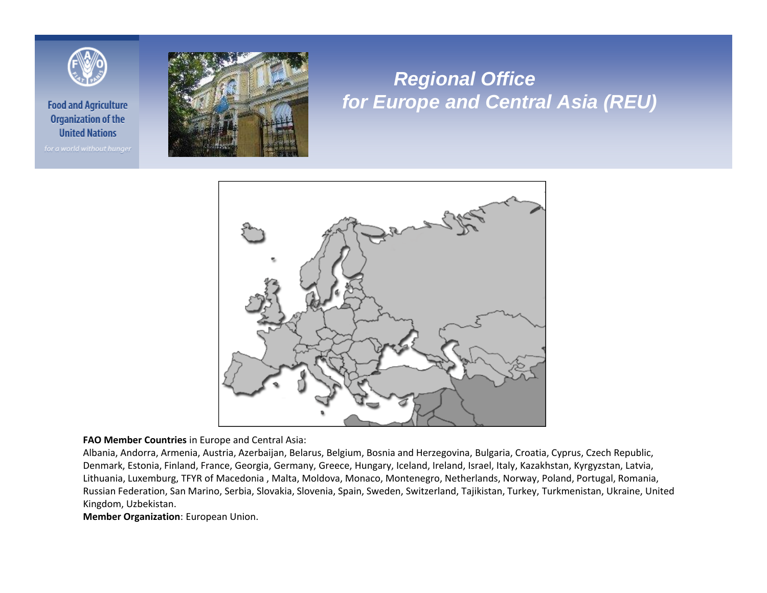Food and Agriculture Organization of the United Nations

*for a world without hunger*

# *Regional Office for Europe and Central Asia (REU)*

**FAO Member Countries** in Europe and Central Asia:

Albania, Andorra, Armenia, Austria, Azerbaijan, Belarus, Belgium, Bosnia and Herzegovina, Bulgaria, Croatia, Cyprus, Czech Republic, Denmark, Estonia, Finland, France, Georgia, Germany, Greece, Hungary, Iceland, Ireland, Israel, Italy, Kazakhstan, Kyrgyzstan, Latvia, Lithuania, Luxemburg, TFYR of Macedonia , Malta, Moldova, Monaco, Montenegro, Netherlands, Norway, Poland, Portugal, Romania, Russian Federation, San Marino, Serbia, Slovakia, Slovenia, Spain, Sweden, Switzerland, Tajikistan, Turkey, Turkmenistan, Ukraine, United Kingdom, Uzbekistan.

**Member Organization**: European Union.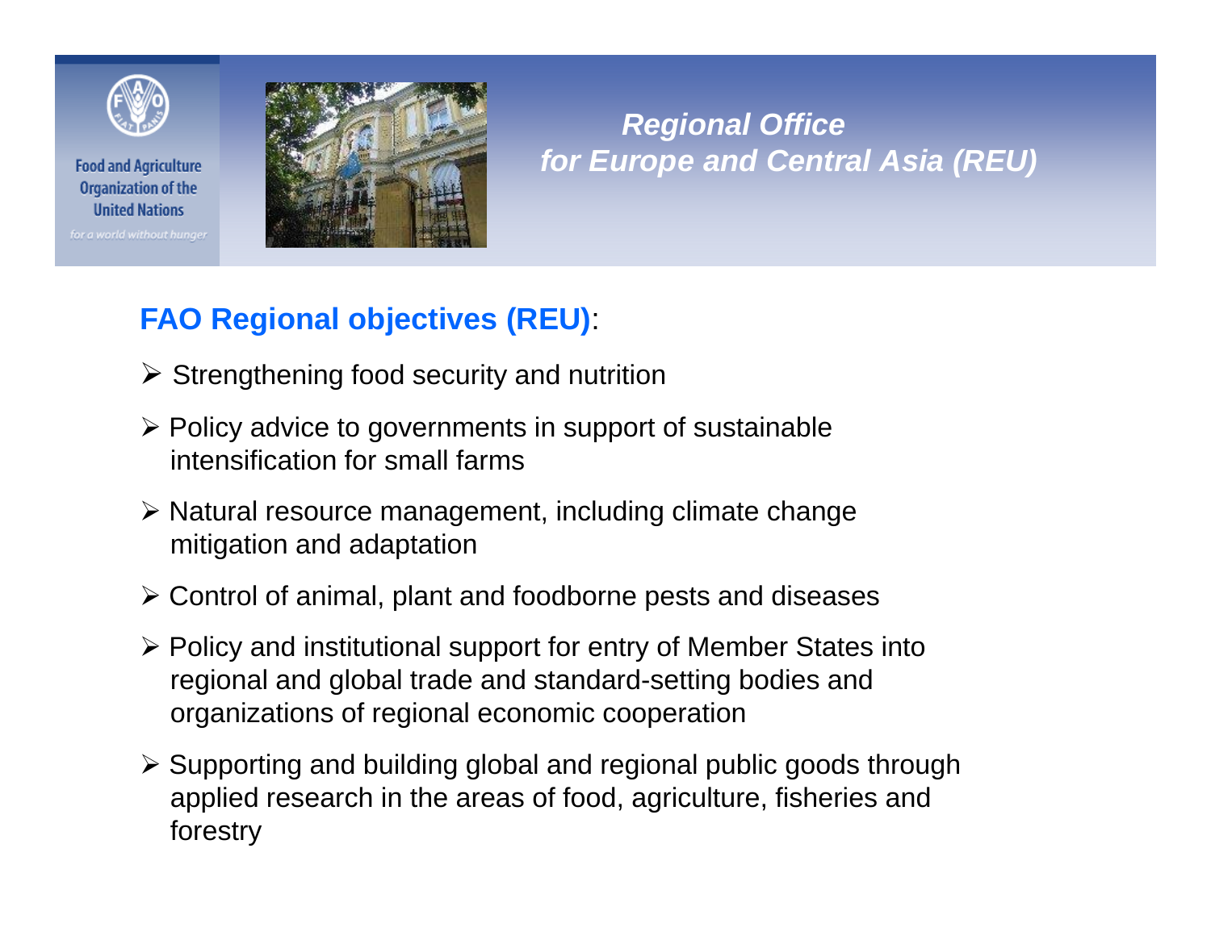Food and Agriculture Organization of the United Nations

*for a world without hunger*

## *Regional Office for Europe and Central Asia (REU)*

### FAO Regional objectives (REU):

- Strengthening food security and nutrition
- Policy advice to governments in support of sustainable intensification for small farms
- Natural resource management, including climate change mitigation and adaptation
- Control of animal, plant and foodborne pests and diseases
- Policy and institutional support for entry of Member States into regional and global trade and standard-setting bodies and organizations of regional economic cooperation
- Supporting and building global and regional public goods through applied research in the areas of food, agriculture, fisheries and forestry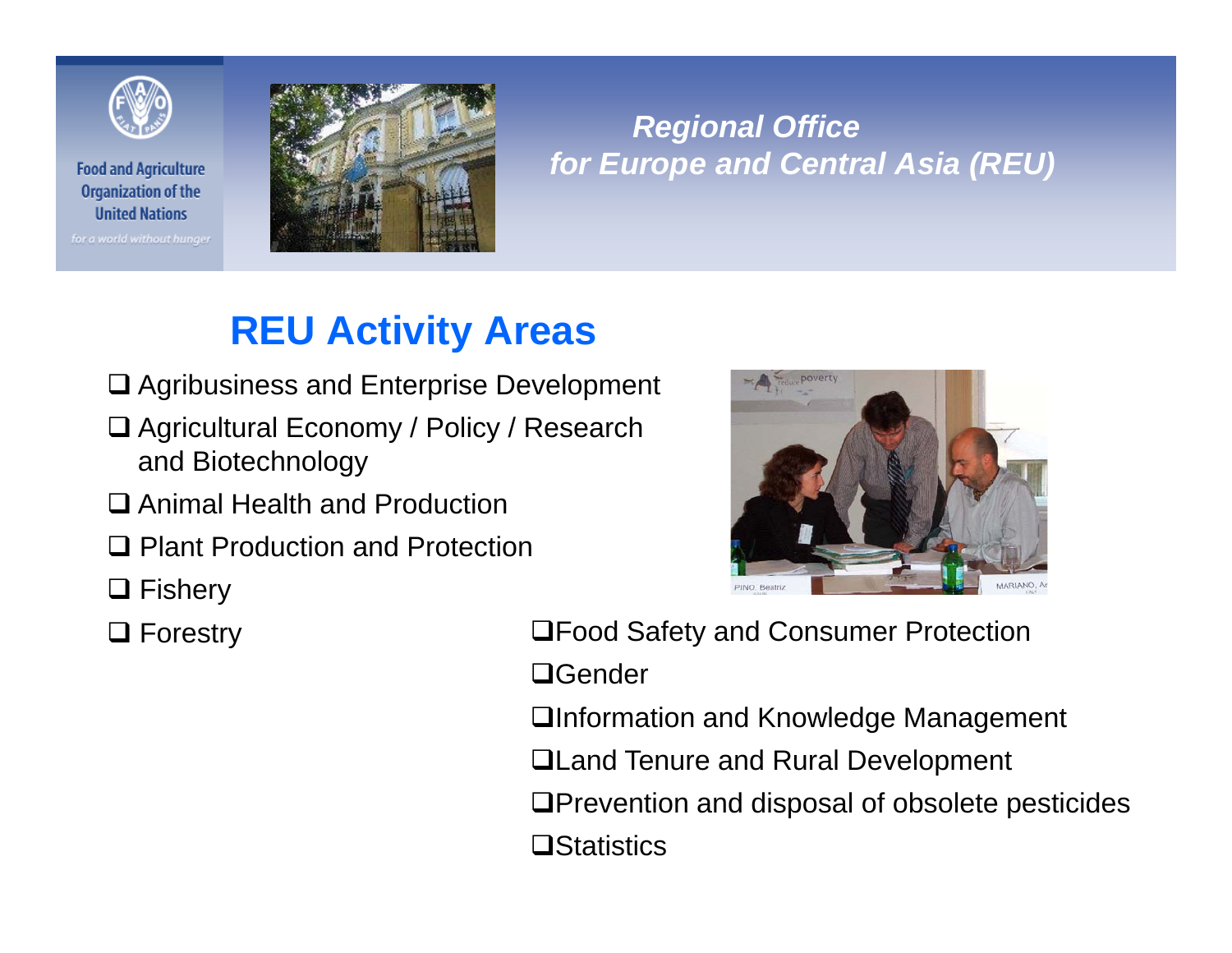Food and Agriculture Organization of the United Nations

*for a world without hunger*

***Regional Office for Europe and Central Asia (REU)***

# REU Activity Areas

- Agribusiness and Enterprise Development
- Agricultural Economy / Policy / Research and Biotechnology
- Animal Health and Production
- Plant Production and Protection
- Fishery
- Forestry
- Food Safety and Consumer Protection
- Gender
- Information and Knowledge Management
- Land Tenure and Rural Development
- Prevention and disposal of obsolete pesticides
- Statistics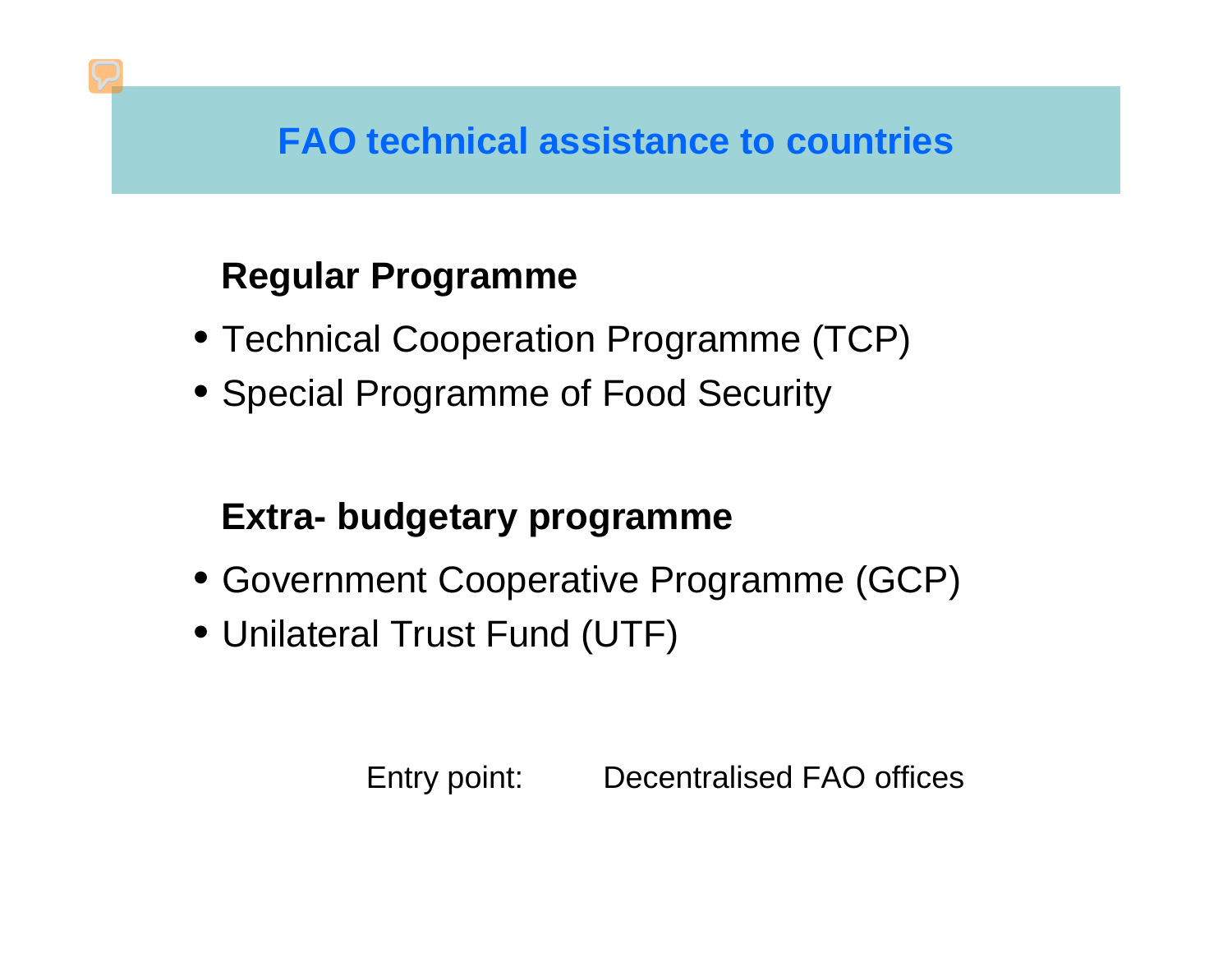# FAO technical assistance to countries

**Regular Programme**

- Technical Cooperation Programme (TCP)
- Special Programme of Food Security

**Extra- budgetary programme**

- Government Cooperative Programme (GCP)
- Unilateral Trust Fund (UTF)

Entry point: Decentralised FAO offices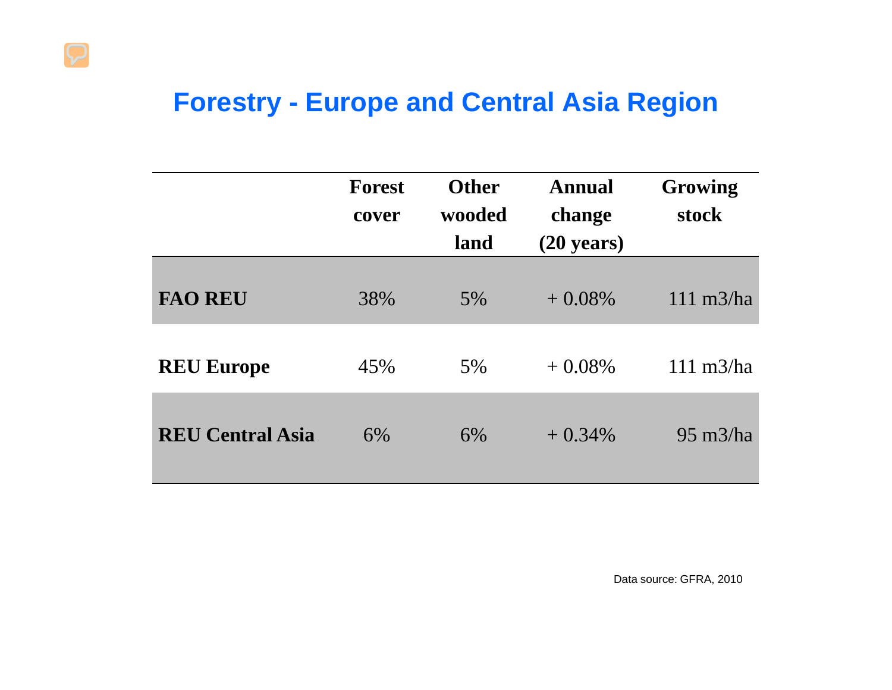# Forestry - Europe and Central Asia Region

| | Forest cover | Other wooded land | Annual change (20 years) | Growing stock |
|---|---|---|---|---|
| **FAO REU** | 38% | 5% | + 0.08% | 111 m3/ha |
| **REU Europe** | 45% | 5% | + 0.08% | 111 m3/ha |
| **REU Central Asia** | 6% | 6% | + 0.34% | 95 m3/ha |

Data source: GFRA, 2010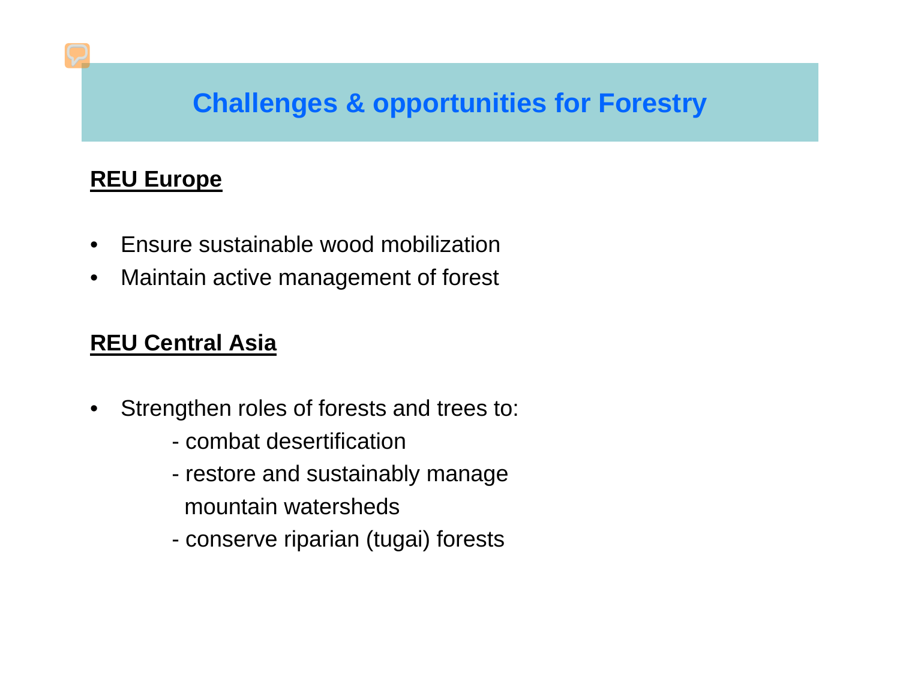# Challenges & opportunities for Forestry

**REU Europe**

- Ensure sustainable wood mobilization
- Maintain active management of forest

**REU Central Asia**

- Strengthen roles of forests and trees to:
  - combat desertification
  - restore and sustainably manage mountain watersheds
  - conserve riparian (tugai) forests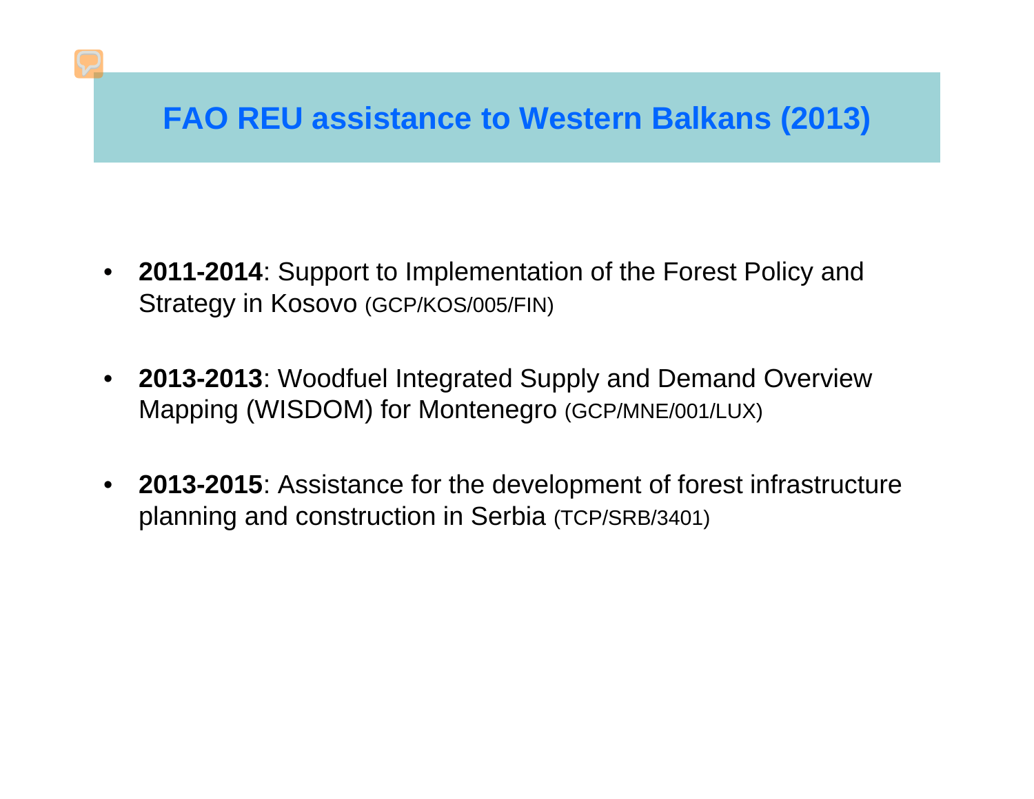# FAO REU assistance to Western Balkans (2013)

- **2011-2014**: Support to Implementation of the Forest Policy and Strategy in Kosovo (GCP/KOS/005/FIN)
- **2013-2013**: Woodfuel Integrated Supply and Demand Overview Mapping (WISDOM) for Montenegro (GCP/MNE/001/LUX)
- **2013-2015**: Assistance for the development of forest infrastructure planning and construction in Serbia (TCP/SRB/3401)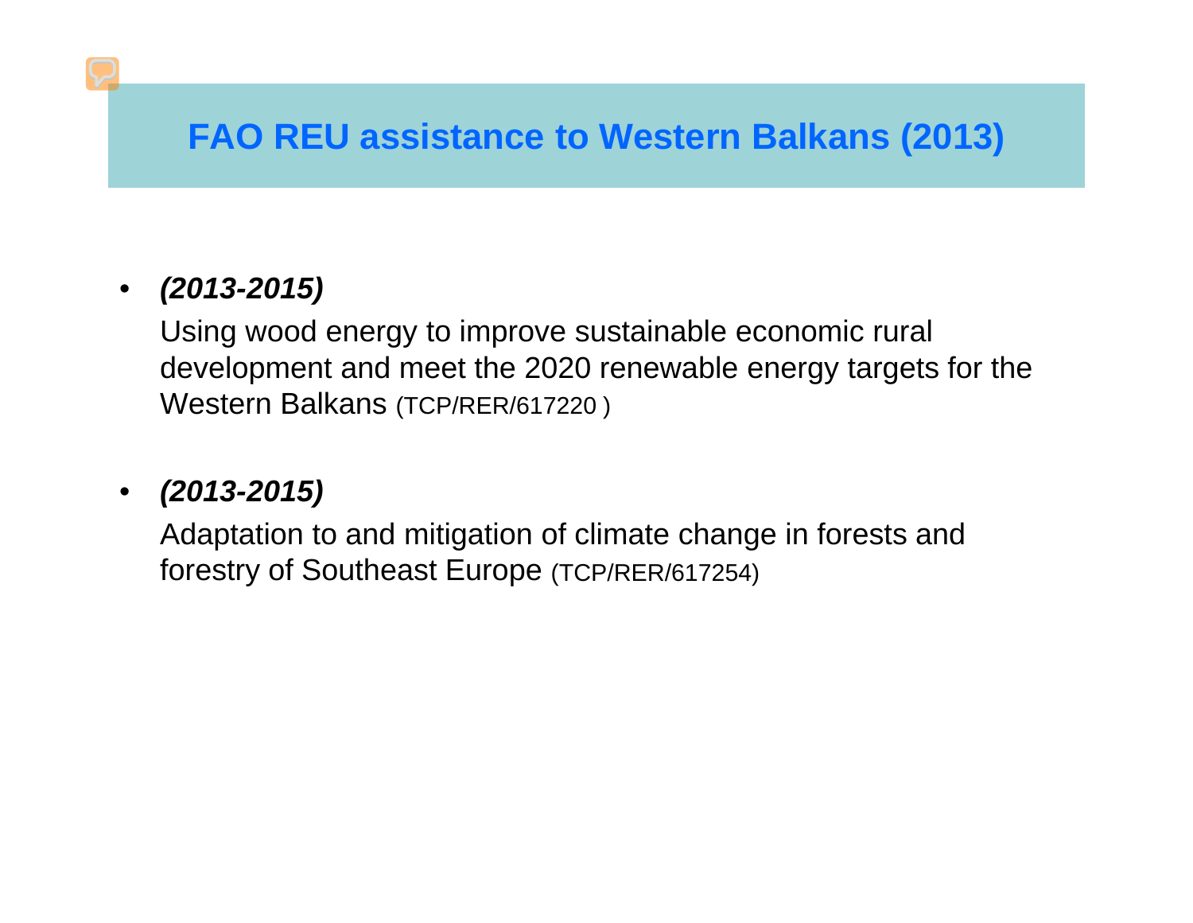# FAO REU assistance to Western Balkans (2013)

- ***(2013-2015)***

  Using wood energy to improve sustainable economic rural development and meet the 2020 renewable energy targets for the Western Balkans (TCP/RER/617220 )

- ***(2013-2015)***

  Adaptation to and mitigation of climate change in forests and forestry of Southeast Europe (TCP/RER/617254)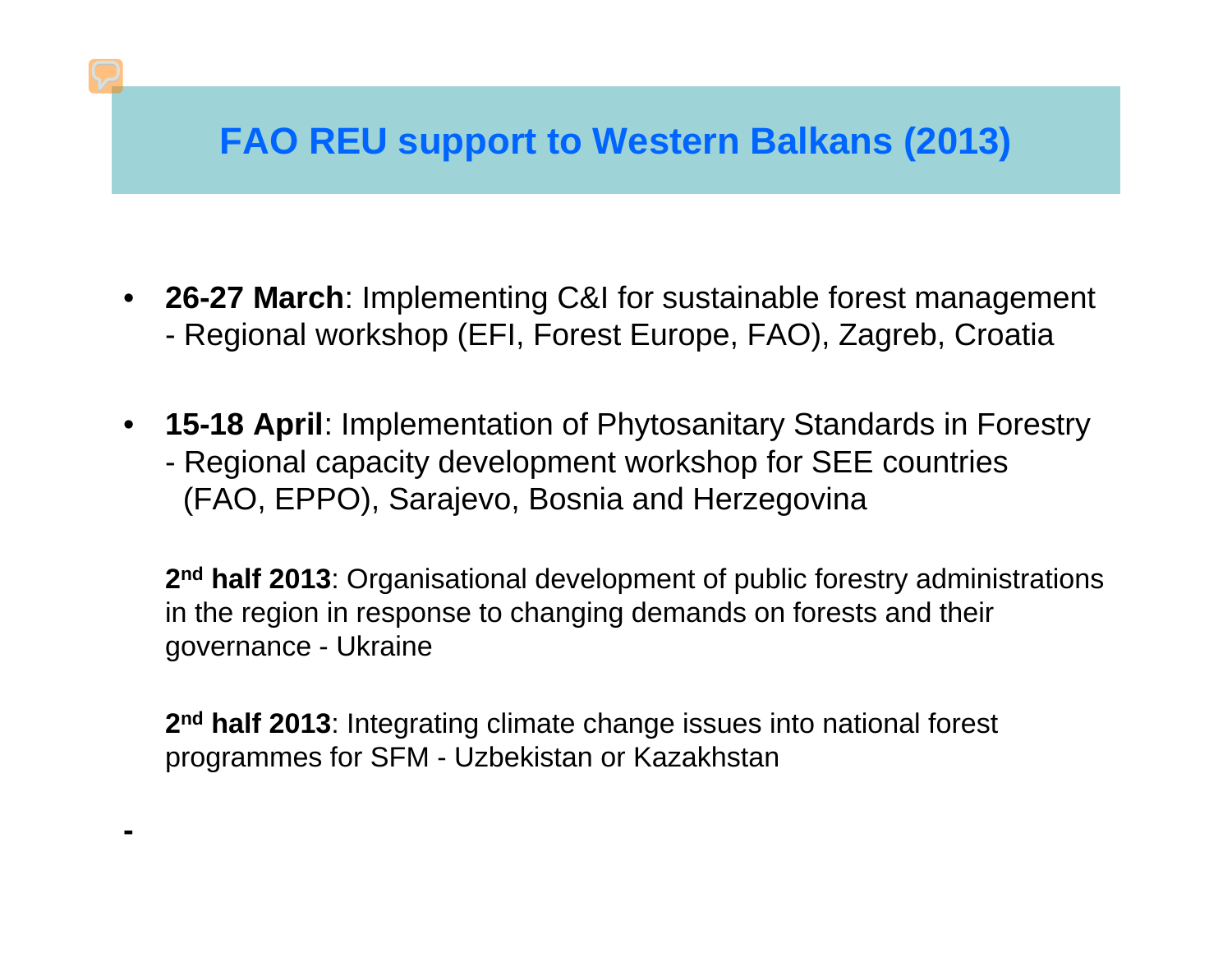# FAO REU support to Western Balkans (2013)

- **26-27 March**: Implementing C&I for sustainable forest management - Regional workshop (EFI, Forest Europe, FAO), Zagreb, Croatia

- **15-18 April**: Implementation of Phytosanitary Standards in Forestry - Regional capacity development workshop for SEE countries (FAO, EPPO), Sarajevo, Bosnia and Herzegovina

**2nd half 2013**: Organisational development of public forestry administrations in the region in response to changing demands on forests and their governance - Ukraine

**2nd half 2013**: Integrating climate change issues into national forest programmes for SFM - Uzbekistan or Kazakhstan

-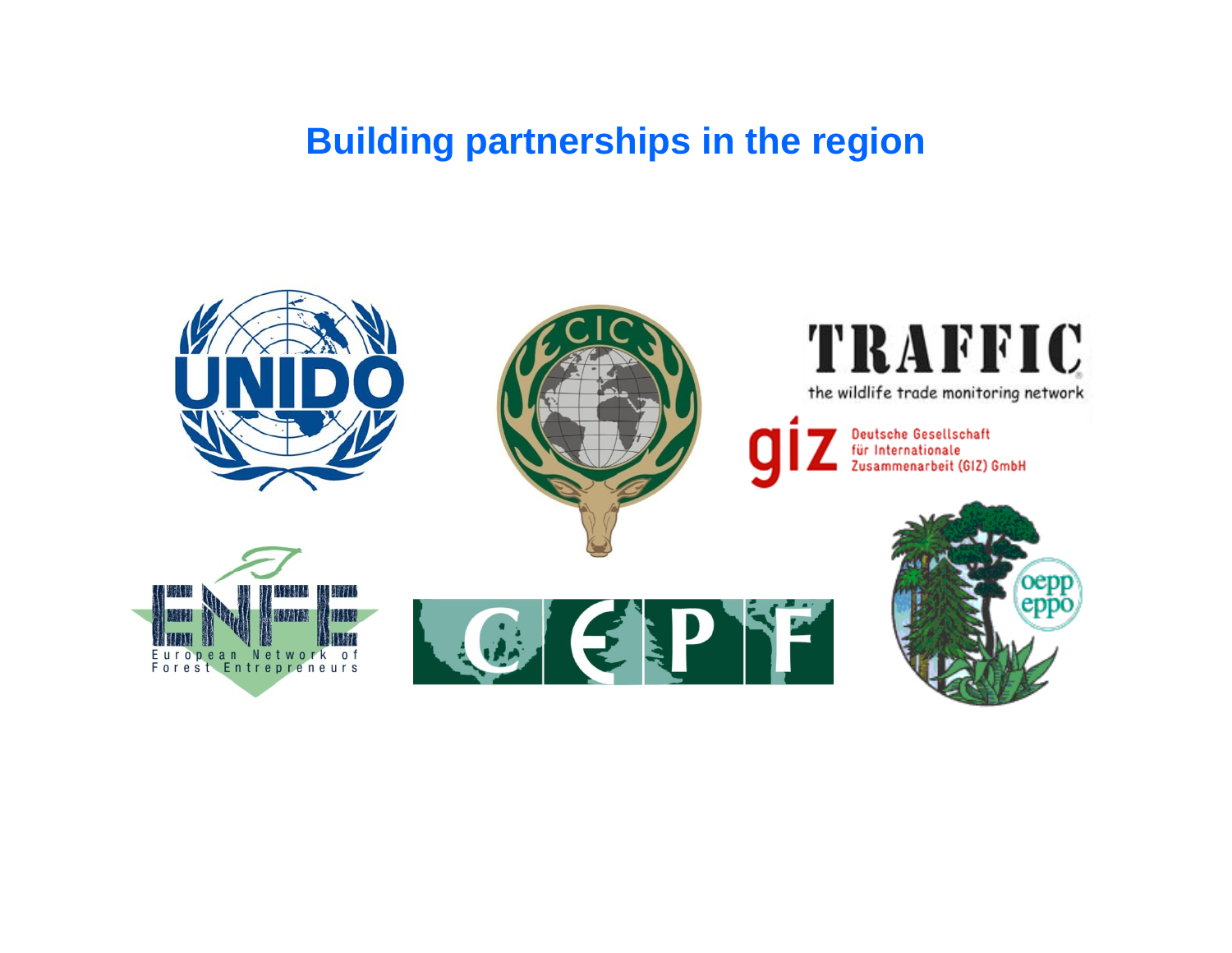# Building partnerships in the region

UNIDO

CIC

TRAFFIC

the wildlife trade monitoring network

giz

Deutsche Gesellschaft für Internationale Zusammenarbeit (GIZ) GmbH

ENFE

European Network of Forest Entrepreneurs

CEPF

oepp eppo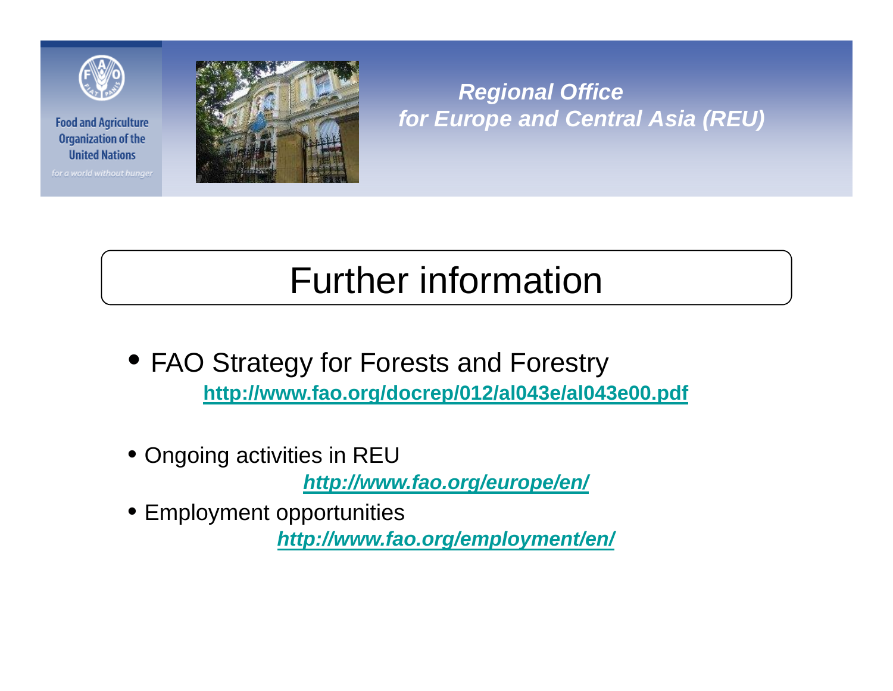Food and Agriculture Organization of the United Nations

*for a world without hunger*

***Regional Office for Europe and Central Asia (REU)***

# Further information

- FAO Strategy for Forests and Forestry
  **http://www.fao.org/docrep/012/al043e/al043e00.pdf**

- Ongoing activities in REU
  ***http://www.fao.org/europe/en/***
- Employment opportunities
  ***http://www.fao.org/employment/en/***